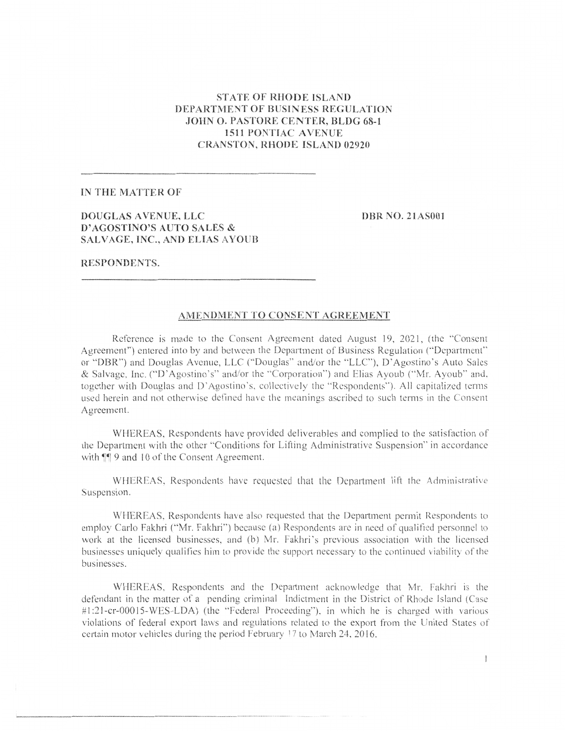**STATE OF RHODE ISLAND**
**DEPARTMENT OF BUSINESS REGULATION**
**JOHN O. PASTORE CENTER, BLDG 68-1**
**1511 PONTIAC AVENUE**
**CRANSTON, RHODE ISLAND 02920**

---

**IN THE MATTER OF**

**DOUGLAS AVENUE, LLC** **DBR NO. 21AS001**
**D'AGOSTINO'S AUTO SALES &**
**SALVAGE, INC., AND ELIAS AYOUB**

**RESPONDENTS.**

---

## AMENDMENT TO CONSENT AGREEMENT

Reference is made to the Consent Agreement dated August 19, 2021, (the "Consent Agreement") entered into by and between the Department of Business Regulation ("Department" or "DBR") and Douglas Avenue, LLC ("Douglas" and/or the "LLC"), D'Agostino's Auto Sales & Salvage, Inc. ("D'Agostino's" and/or the "Corporation") and Elias Ayoub ("Mr. Ayoub" and, together with Douglas and D'Agostino's, collectively the "Respondents"). All capitalized terms used herein and not otherwise defined have the meanings ascribed to such terms in the Consent Agreement.

WHEREAS, Respondents have provided deliverables and complied to the satisfaction of the Department with the other "Conditions for Lifting Administrative Suspension" in accordance with ¶¶ 9 and 10 of the Consent Agreement.

WHEREAS, Respondents have requested that the Department lift the Administrative Suspension.

WHEREAS, Respondents have also requested that the Department permit Respondents to employ Carlo Fakhri ("Mr. Fakhri") because (a) Respondents are in need of qualified personnel to work at the licensed businesses, and (b) Mr. Fakhri's previous association with the licensed businesses uniquely qualifies him to provide the support necessary to the continued viability of the businesses.

WHEREAS, Respondents and the Department acknowledge that Mr. Fakhri is the defendant in the matter of a pending criminal Indictment in the District of Rhode Island (Case #1:21-cr-00015-WES-LDA) (the "Federal Proceeding"), in which he is charged with various violations of federal export laws and regulations related to the export from the United States of certain motor vehicles during the period February 17 to March 24, 2016.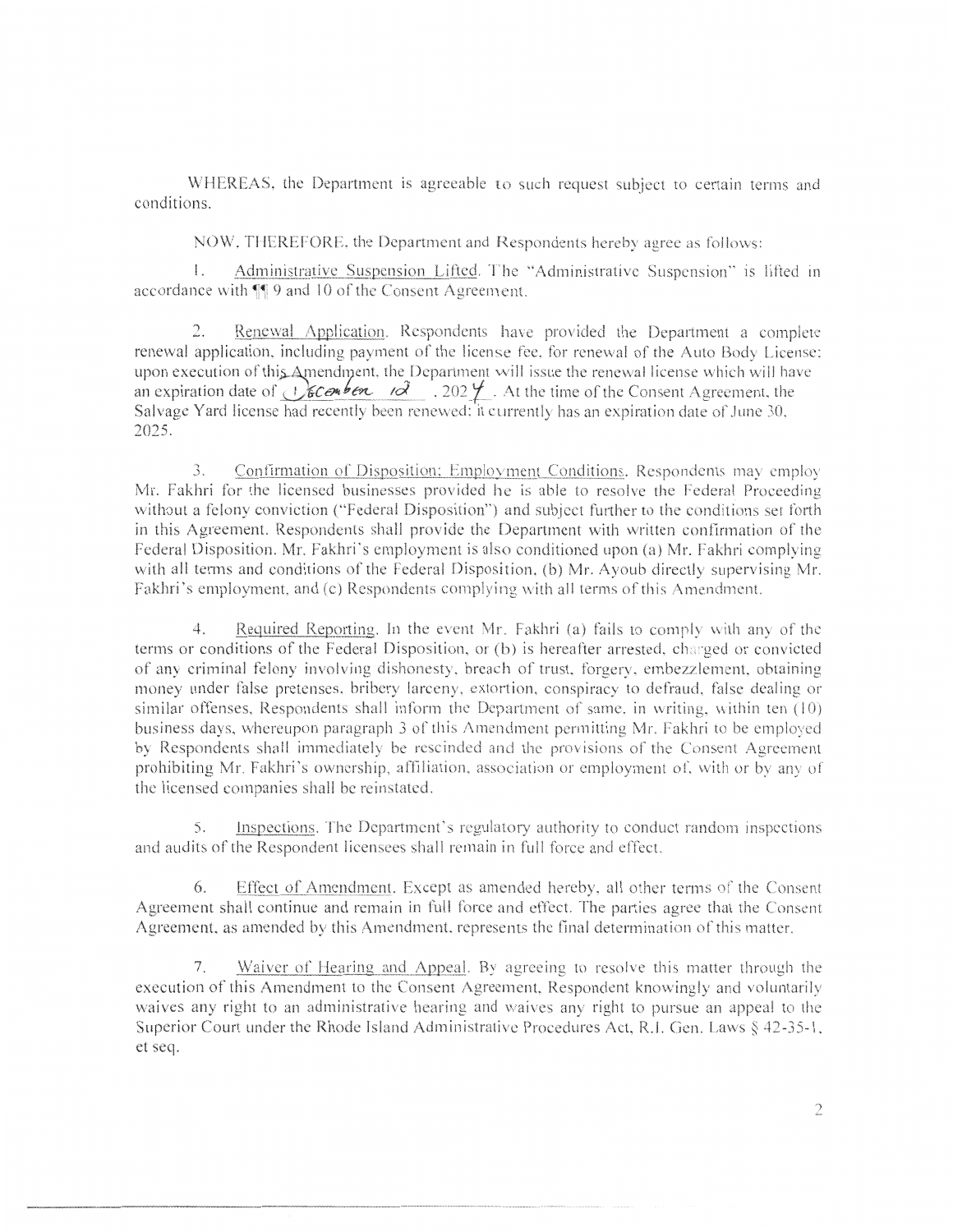WHEREAS, the Department is agreeable to such request subject to certain terms and conditions.

NOW, THEREFORE, the Department and Respondents hereby agree as follows:

1. Administrative Suspension Lifted. The "Administrative Suspension" is lifted in accordance with ¶¶ 9 and 10 of the Consent Agreement.

2. Renewal Application. Respondents have provided the Department a complete renewal application, including payment of the license fee, for renewal of the Auto Body License; upon execution of this Amendment, the Department will issue the renewal license which will have an expiration date of December 12, 2024. At the time of the Consent Agreement, the Salvage Yard license had recently been renewed: it currently has an expiration date of June 30, 2025.

3. Confirmation of Disposition; Employment Conditions. Respondents may employ Mr. Fakhri for the licensed businesses provided he is able to resolve the Federal Proceeding without a felony conviction ("Federal Disposition") and subject further to the conditions set forth in this Agreement. Respondents shall provide the Department with written confirmation of the Federal Disposition. Mr. Fakhri's employment is also conditioned upon (a) Mr. Fakhri complying with all terms and conditions of the Federal Disposition, (b) Mr. Ayoub directly supervising Mr. Fakhri's employment, and (c) Respondents complying with all terms of this Amendment.

4. Required Reporting. In the event Mr. Fakhri (a) fails to comply with any of the terms or conditions of the Federal Disposition, or (b) is hereafter arrested, charged or convicted of any criminal felony involving dishonesty, breach of trust, forgery, embezzlement, obtaining money under false pretenses, bribery larceny, extortion, conspiracy to defraud, false dealing or similar offenses, Respondents shall inform the Department of same, in writing, within ten (10) business days, whereupon paragraph 3 of this Amendment permitting Mr. Fakhri to be employed by Respondents shall immediately be rescinded and the provisions of the Consent Agreement prohibiting Mr. Fakhri's ownership, affiliation, association or employment of, with or by any of the licensed companies shall be reinstated.

5. Inspections. The Department's regulatory authority to conduct random inspections and audits of the Respondent licensees shall remain in full force and effect.

6. Effect of Amendment. Except as amended hereby, all other terms of the Consent Agreement shall continue and remain in full force and effect. The parties agree that the Consent Agreement, as amended by this Amendment, represents the final determination of this matter.

7. Waiver of Hearing and Appeal. By agreeing to resolve this matter through the execution of this Amendment to the Consent Agreement, Respondent knowingly and voluntarily waives any right to an administrative hearing and waives any right to pursue an appeal to the Superior Court under the Rhode Island Administrative Procedures Act, R.I. Gen. Laws § 42-35-1, et seq.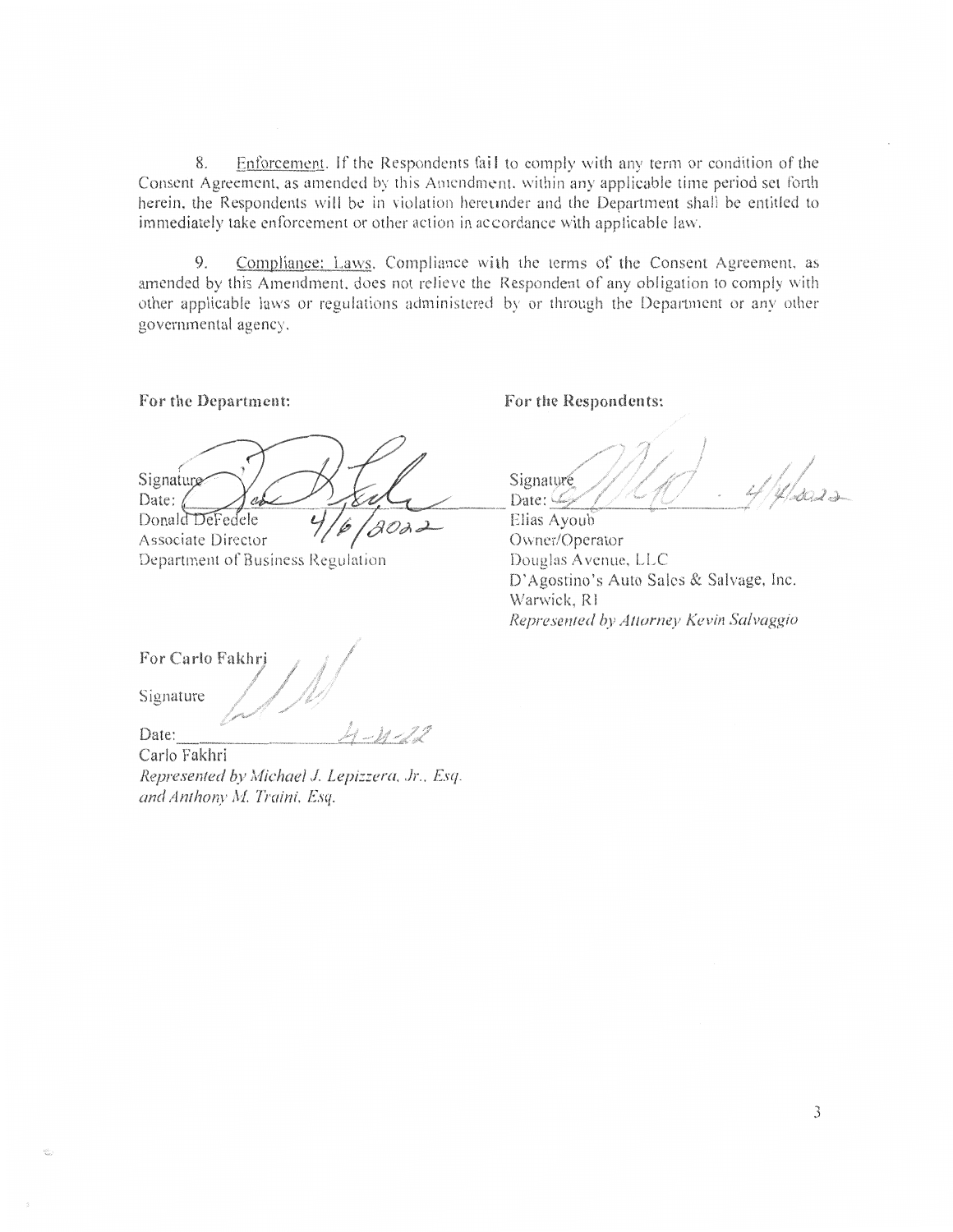8. Enforcement. If the Respondents fail to comply with any term or condition of the Consent Agreement, as amended by this Amendment, within any applicable time period set forth herein, the Respondents will be in violation hereunder and the Department shall be entitled to immediately take enforcement or other action in accordance with applicable law.

9. Compliance; Laws. Compliance with the terms of the Consent Agreement, as amended by this Amendment, does not relieve the Respondent of any obligation to comply with other applicable laws or regulations administered by or through the Department or any other governmental agency.

**For the Department:**

Signature
Date: 4/6/2022
Donald DeFedele
Associate Director
Department of Business Regulation

**For the Respondents:**

Signature
Date: 4/4/2022
Elias Ayoub
Owner/Operator
Douglas Avenue, LLC
D'Agostino's Auto Sales & Salvage, Inc.
Warwick, RI
*Represented by Attorney Kevin Salvaggio*

For Carlo Fakhri

Signature

Date: 4-11-22
Carlo Fakhri
*Represented by Michael J. Lepizzera, Jr., Esq. and Anthony M. Traini, Esq.*